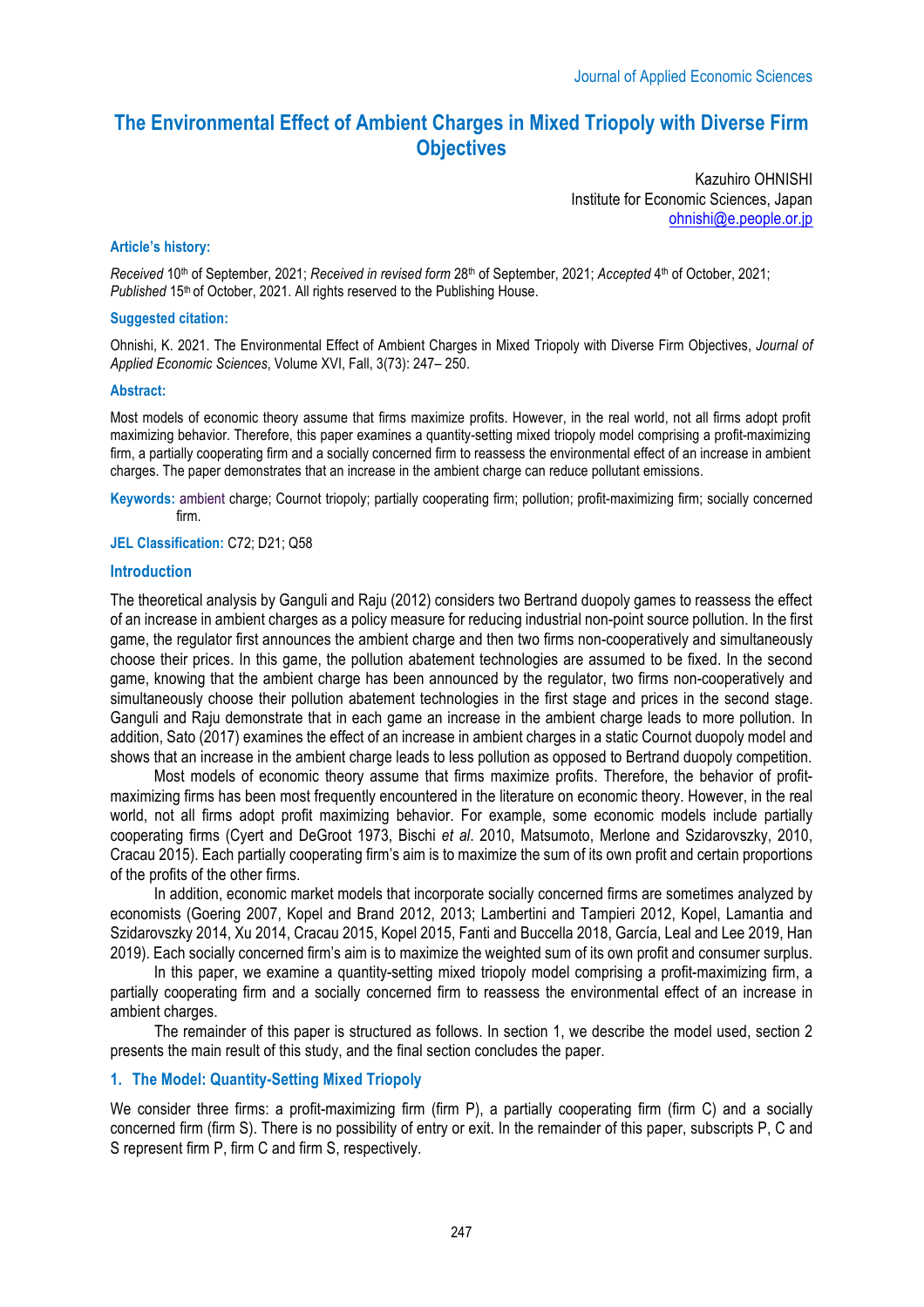# The Environmental Effect of Ambient Charges in Mixed Triopoly with Diverse Firm Objectives

Kazuhiro OHNISHI
Institute for Economic Sciences, Japan
ohnishi@e.people.or.jp

### Article's history:

*Received* 10th of September, 2021; *Received in revised form* 28th of September, 2021; *Accepted* 4th of October, 2021; *Published* 15th of October, 2021. All rights reserved to the Publishing House.

### Suggested citation:

Ohnishi, K. 2021. The Environmental Effect of Ambient Charges in Mixed Triopoly with Diverse Firm Objectives, *Journal of Applied Economic Sciences*, Volume XVI, Fall, 3(73): 247– 250.

### Abstract:

Most models of economic theory assume that firms maximize profits. However, in the real world, not all firms adopt profit maximizing behavior. Therefore, this paper examines a quantity-setting mixed triopoly model comprising a profit-maximizing firm, a partially cooperating firm and a socially concerned firm to reassess the environmental effect of an increase in ambient charges. The paper demonstrates that an increase in the ambient charge can reduce pollutant emissions.

**Keywords:** ambient charge; Cournot triopoly; partially cooperating firm; pollution; profit-maximizing firm; socially concerned firm.

**JEL Classification:** C72; D21; Q58

## Introduction

The theoretical analysis by Ganguli and Raju (2012) considers two Bertrand duopoly games to reassess the effect of an increase in ambient charges as a policy measure for reducing industrial non-point source pollution. In the first game, the regulator first announces the ambient charge and then two firms non-cooperatively and simultaneously choose their prices. In this game, the pollution abatement technologies are assumed to be fixed. In the second game, knowing that the ambient charge has been announced by the regulator, two firms non-cooperatively and simultaneously choose their pollution abatement technologies in the first stage and prices in the second stage. Ganguli and Raju demonstrate that in each game an increase in the ambient charge leads to more pollution. In addition, Sato (2017) examines the effect of an increase in ambient charges in a static Cournot duopoly model and shows that an increase in the ambient charge leads to less pollution as opposed to Bertrand duopoly competition.

Most models of economic theory assume that firms maximize profits. Therefore, the behavior of profit-maximizing firms has been most frequently encountered in the literature on economic theory. However, in the real world, not all firms adopt profit maximizing behavior. For example, some economic models include partially cooperating firms (Cyert and DeGroot 1973, Bischi *et al*. 2010, Matsumoto, Merlone and Szidarovszky, 2010, Cracau 2015). Each partially cooperating firm's aim is to maximize the sum of its own profit and certain proportions of the profits of the other firms.

In addition, economic market models that incorporate socially concerned firms are sometimes analyzed by economists (Goering 2007, Kopel and Brand 2012, 2013; Lambertini and Tampieri 2012, Kopel, Lamantia and Szidarovszky 2014, Xu 2014, Cracau 2015, Kopel 2015, Fanti and Buccella 2018, García, Leal and Lee 2019, Han 2019). Each socially concerned firm's aim is to maximize the weighted sum of its own profit and consumer surplus.

In this paper, we examine a quantity-setting mixed triopoly model comprising a profit-maximizing firm, a partially cooperating firm and a socially concerned firm to reassess the environmental effect of an increase in ambient charges.

The remainder of this paper is structured as follows. In section 1, we describe the model used, section 2 presents the main result of this study, and the final section concludes the paper.

## 1. The Model: Quantity-Setting Mixed Triopoly

We consider three firms: a profit-maximizing firm (firm P), a partially cooperating firm (firm C) and a socially concerned firm (firm S). There is no possibility of entry or exit. In the remainder of this paper, subscripts P, C and S represent firm P, firm C and firm S, respectively.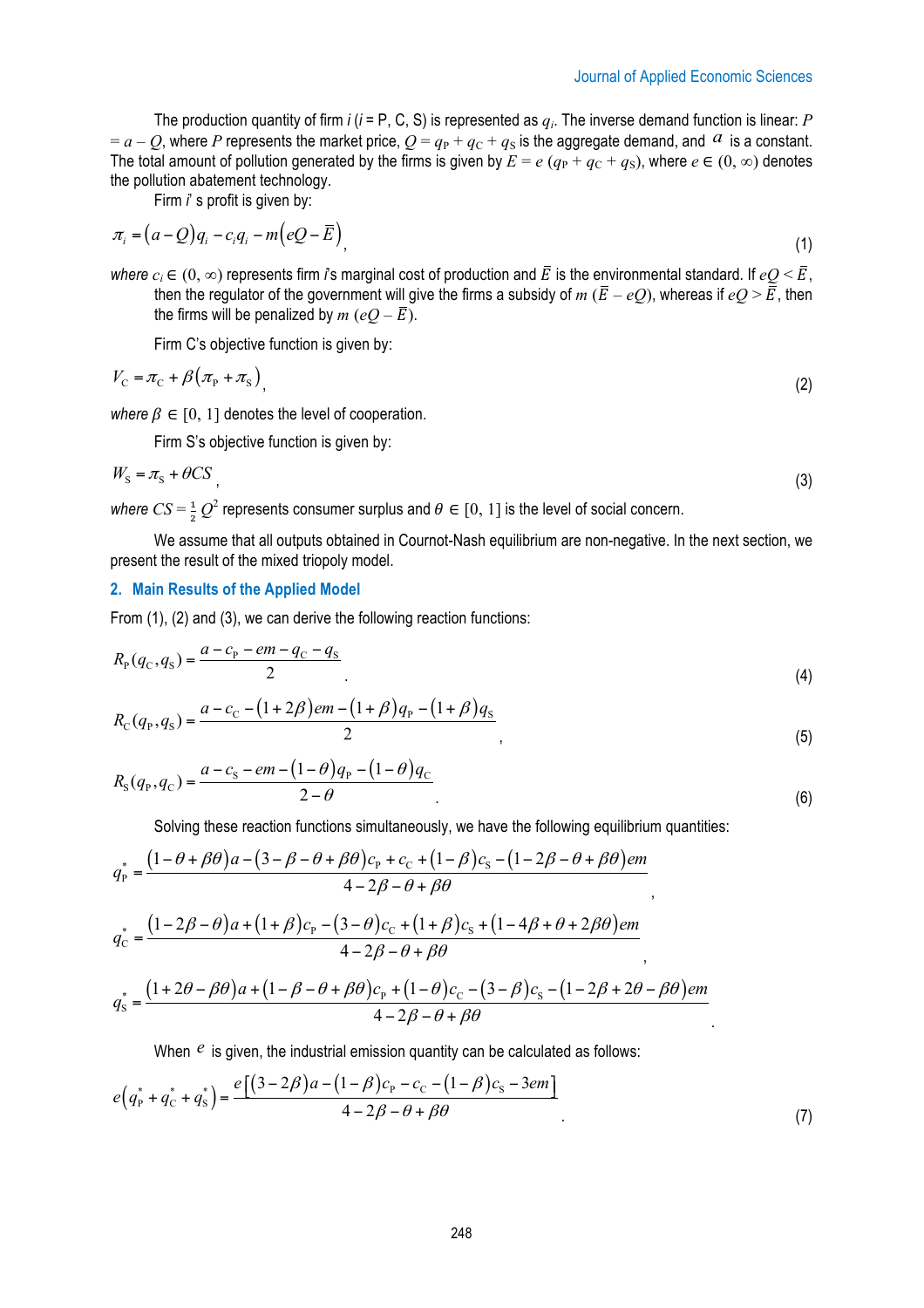The production quantity of firm $i$ ($i$ = P, C, S) is represented as $q_i$. The inverse demand function is linear: $P = a - Q$, where $P$ represents the market price, $Q = q_P + q_C + q_S$ is the aggregate demand, and $a$ is a constant. The total amount of pollution generated by the firms is given by $E = e\,(q_P + q_C + q_S)$, where $e \in (0, \infty)$ denotes the pollution abatement technology.

Firm $i$' s profit is given by:

$$\pi_i = (a - Q)q_i - c_i q_i - m\left(eQ - \bar{E}\right), \tag{1}$$

*where* $c_i \in (0, \infty)$ represents firm $i$'s marginal cost of production and $\bar{E}$ is the environmental standard. If $eQ < \bar{E}$, then the regulator of the government will give the firms a subsidy of $m\,(\bar{E} - eQ)$, whereas if $eQ > \bar{E}$, then the firms will be penalized by $m\,(eQ - \bar{E})$.

Firm C's objective function is given by:

$$V_C = \pi_C + \beta\left(\pi_P + \pi_S\right), \tag{2}$$

*where* $\beta \in [0, 1]$ denotes the level of cooperation.

Firm S's objective function is given by:

$$W_S = \pi_S + \theta CS, \tag{3}$$

*where* $CS = \frac{1}{2}Q^2$ represents consumer surplus and $\theta \in [0, 1]$ is the level of social concern.

We assume that all outputs obtained in Cournot-Nash equilibrium are non-negative. In the next section, we present the result of the mixed triopoly model.

## 2. Main Results of the Applied Model

From (1), (2) and (3), we can derive the following reaction functions:

$$R_P(q_C, q_S) = \frac{a - c_P - em - q_C - q_S}{2}. \tag{4}$$

$$R_C(q_P, q_S) = \frac{a - c_C - (1+2\beta)em - (1+\beta)q_P - (1+\beta)q_S}{2}, \tag{5}$$

$$R_S(q_P, q_C) = \frac{a - c_S - em - (1-\theta)q_P - (1-\theta)q_C}{2-\theta}. \tag{6}$$

Solving these reaction functions simultaneously, we have the following equilibrium quantities:

$$q_P^* = \frac{(1-\theta+\beta\theta)a - (3-\beta-\theta+\beta\theta)c_P + c_C + (1-\beta)c_S - (1-2\beta-\theta+\beta\theta)em}{4-2\beta-\theta+\beta\theta},$$

$$q_C^* = \frac{(1-2\beta-\theta)a + (1+\beta)c_P - (3-\theta)c_C + (1+\beta)c_S + (1-4\beta+\theta+2\beta\theta)em}{4-2\beta-\theta+\beta\theta},$$

$$q_S^* = \frac{(1+2\theta-\beta\theta)a + (1-\beta-\theta+\beta\theta)c_P + (1-\theta)c_C - (3-\beta)c_S - (1-2\beta+2\theta-\beta\theta)em}{4-2\beta-\theta+\beta\theta}.$$

When $e$ is given, the industrial emission quantity can be calculated as follows:

$$e\left(q_P^* + q_C^* + q_S^*\right) = \frac{e\left[(3-2\beta)a - (1-\beta)c_P - c_C - (1-\beta)c_S - 3em\right]}{4-2\beta-\theta+\beta\theta}. \tag{7}$$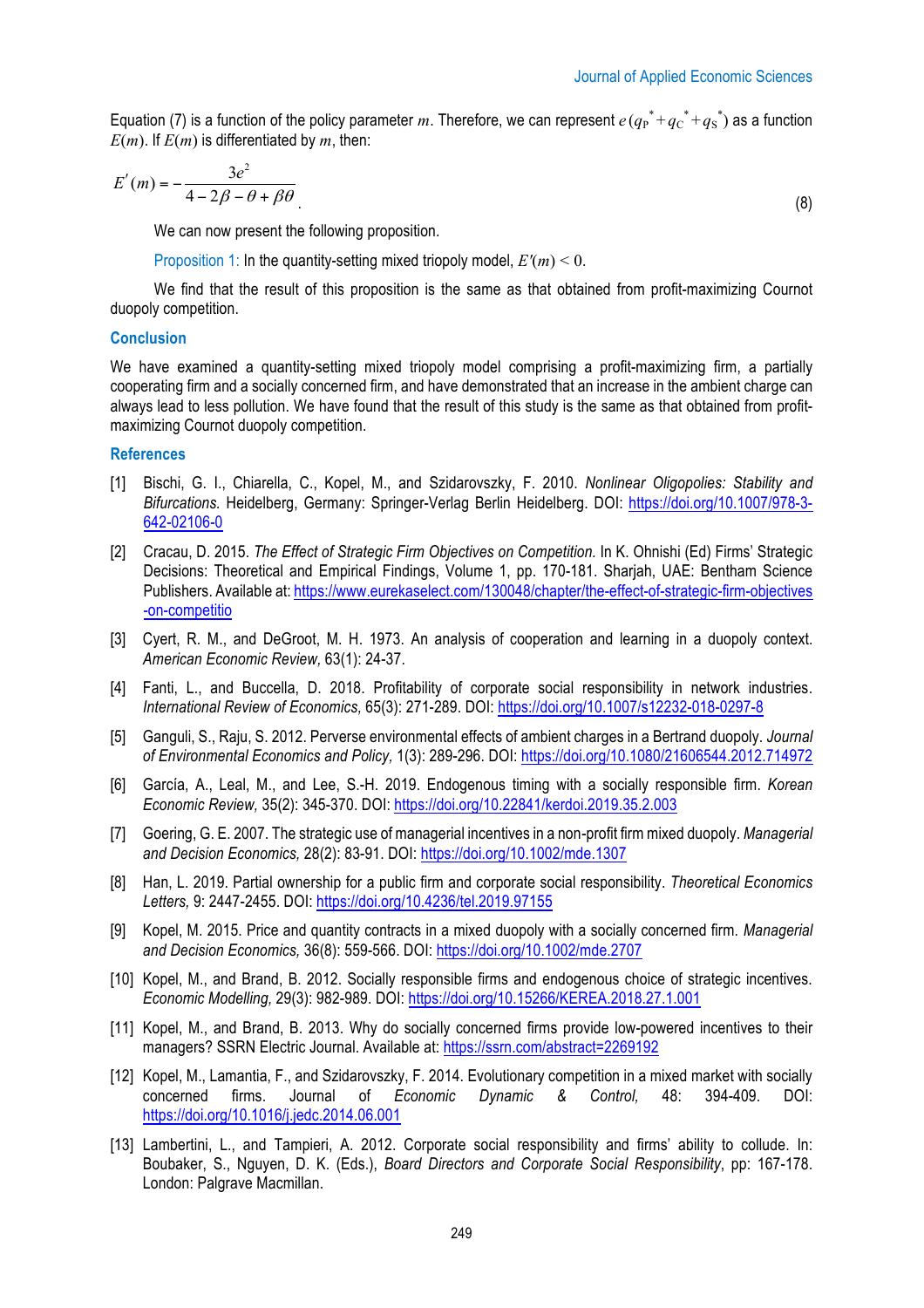Equation (7) is a function of the policy parameter $m$. Therefore, we can represent $e(q_P^* + q_C^* + q_S^*)$ as a function $E(m)$. If $E(m)$ is differentiated by $m$, then:

$$E'(m) = -\frac{3e^2}{4 - 2\beta - \theta + \beta\theta}. \tag{8}$$

We can now present the following proposition.

Proposition 1: In the quantity-setting mixed triopoly model, $E'(m) < 0$.

We find that the result of this proposition is the same as that obtained from profit-maximizing Cournot duopoly competition.

## Conclusion

We have examined a quantity-setting mixed triopoly model comprising a profit-maximizing firm, a partially cooperating firm and a socially concerned firm, and have demonstrated that an increase in the ambient charge can always lead to less pollution. We have found that the result of this study is the same as that obtained from profit-maximizing Cournot duopoly competition.

## References

[1] Bischi, G. I., Chiarella, C., Kopel, M., and Szidarovszky, F. 2010. *Nonlinear Oligopolies: Stability and Bifurcations.* Heidelberg, Germany: Springer-Verlag Berlin Heidelberg. DOI: https://doi.org/10.1007/978-3-642-02106-0

[2] Cracau, D. 2015. *The Effect of Strategic Firm Objectives on Competition.* In K. Ohnishi (Ed) Firms' Strategic Decisions: Theoretical and Empirical Findings, Volume 1, pp. 170-181. Sharjah, UAE: Bentham Science Publishers. Available at: https://www.eurekaselect.com/130048/chapter/the-effect-of-strategic-firm-objectives-on-competitio

[3] Cyert, R. M., and DeGroot, M. H. 1973. An analysis of cooperation and learning in a duopoly context. *American Economic Review,* 63(1): 24-37.

[4] Fanti, L., and Buccella, D. 2018. Profitability of corporate social responsibility in network industries. *International Review of Economics,* 65(3): 271-289. DOI: https://doi.org/10.1007/s12232-018-0297-8

[5] Ganguli, S., Raju, S. 2012. Perverse environmental effects of ambient charges in a Bertrand duopoly. *Journal of Environmental Economics and Policy,* 1(3): 289-296. DOI: https://doi.org/10.1080/21606544.2012.714972

[6] García, A., Leal, M., and Lee, S.-H. 2019. Endogenous timing with a socially responsible firm. *Korean Economic Review,* 35(2): 345-370. DOI: https://doi.org/10.22841/kerdoi.2019.35.2.003

[7] Goering, G. E. 2007. The strategic use of managerial incentives in a non-profit firm mixed duopoly. *Managerial and Decision Economics,* 28(2): 83-91. DOI: https://doi.org/10.1002/mde.1307

[8] Han, L. 2019. Partial ownership for a public firm and corporate social responsibility. *Theoretical Economics Letters,* 9: 2447-2455. DOI: https://doi.org/10.4236/tel.2019.97155

[9] Kopel, M. 2015. Price and quantity contracts in a mixed duopoly with a socially concerned firm. *Managerial and Decision Economics,* 36(8): 559-566. DOI: https://doi.org/10.1002/mde.2707

[10] Kopel, M., and Brand, B. 2012. Socially responsible firms and endogenous choice of strategic incentives. *Economic Modelling,* 29(3): 982-989. DOI: https://doi.org/10.15266/KEREA.2018.27.1.001

[11] Kopel, M., and Brand, B. 2013. Why do socially concerned firms provide low-powered incentives to their managers? SSRN Electric Journal. Available at: https://ssrn.com/abstract=2269192

[12] Kopel, M., Lamantia, F., and Szidarovszky, F. 2014. Evolutionary competition in a mixed market with socially concerned firms. Journal of *Economic Dynamic & Control,* 48: 394-409. DOI: https://doi.org/10.1016/j.jedc.2014.06.001

[13] Lambertini, L., and Tampieri, A. 2012. Corporate social responsibility and firms' ability to collude. In: Boubaker, S., Nguyen, D. K. (Eds.), *Board Directors and Corporate Social Responsibility*, pp: 167-178. London: Palgrave Macmillan.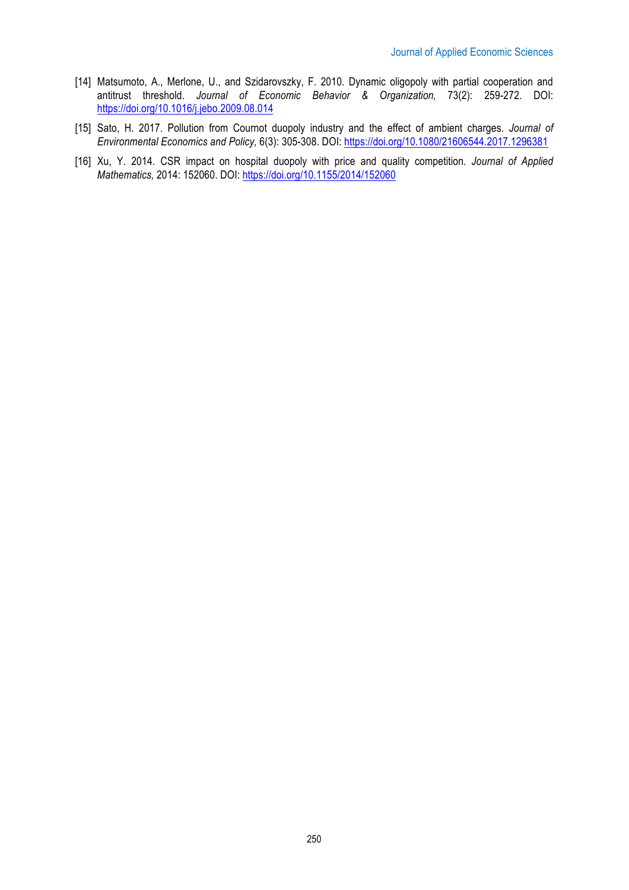[14] Matsumoto, A., Merlone, U., and Szidarovszky, F. 2010. Dynamic oligopoly with partial cooperation and antitrust threshold. *Journal of Economic Behavior & Organization,* 73(2): 259-272. DOI: https://doi.org/10.1016/j.jebo.2009.08.014

[15] Sato, H. 2017. Pollution from Cournot duopoly industry and the effect of ambient charges. *Journal of Environmental Economics and Policy,* 6(3): 305-308. DOI: https://doi.org/10.1080/21606544.2017.1296381

[16] Xu, Y. 2014. CSR impact on hospital duopoly with price and quality competition. *Journal of Applied Mathematics,* 2014: 152060. DOI: https://doi.org/10.1155/2014/152060